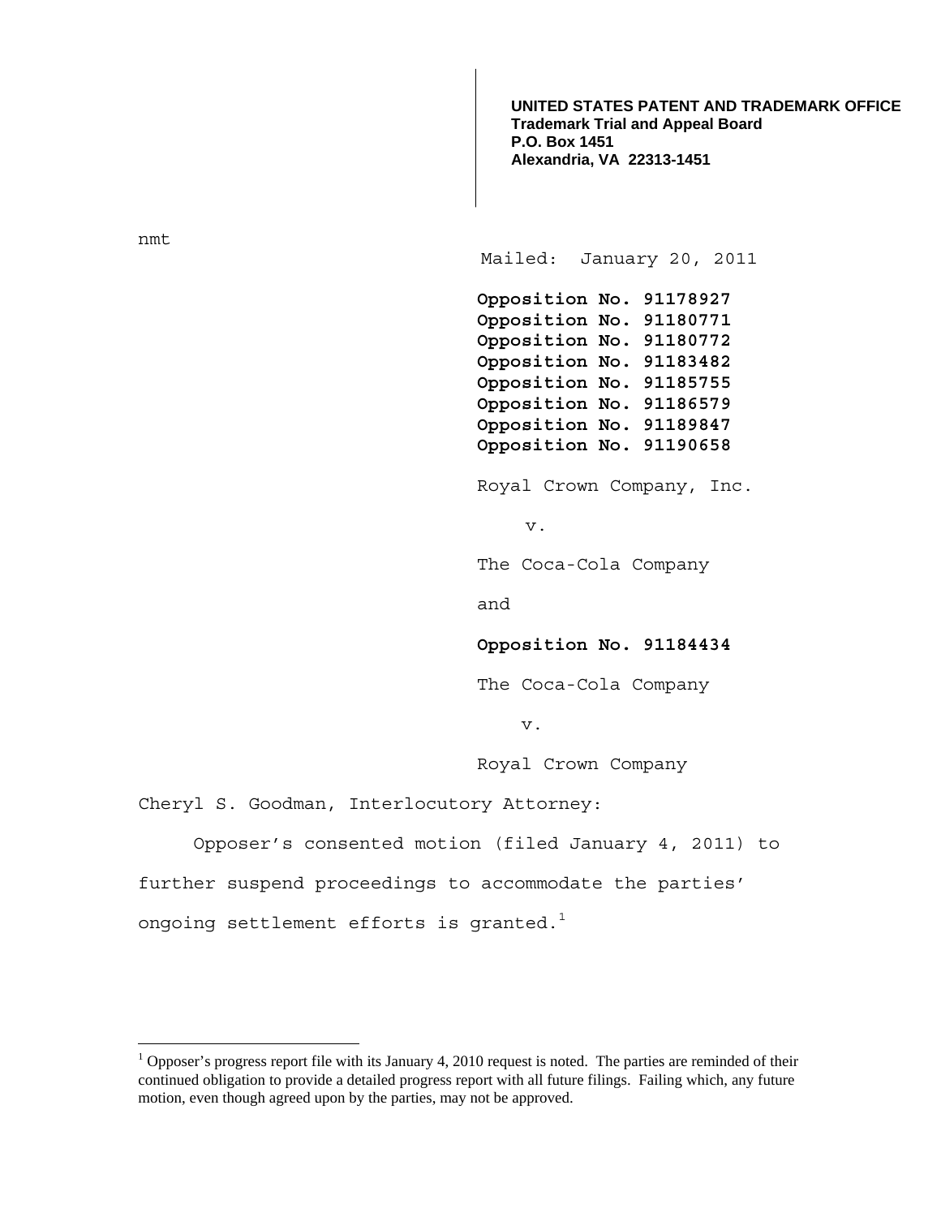**UNITED STATES PATENT AND TRADEMARK OFFICE**
**Trademark Trial and Appeal Board**
**P.O. Box 1451**
**Alexandria, VA 22313-1451**

nmt

Mailed: January 20, 2011

**Opposition No. 91178927**
**Opposition No. 91180771**
**Opposition No. 91180772**
**Opposition No. 91183482**
**Opposition No. 91185755**
**Opposition No. 91186579**
**Opposition No. 91189847**
**Opposition No. 91190658**

Royal Crown Company, Inc.

v.

The Coca-Cola Company

and

**Opposition No. 91184434**

The Coca-Cola Company

v.

Royal Crown Company

Cheryl S. Goodman, Interlocutory Attorney:

Opposer's consented motion (filed January 4, 2011) to further suspend proceedings to accommodate the parties' ongoing settlement efforts is granted.[1]

---

[1] Opposer's progress report file with its January 4, 2010 request is noted. The parties are reminded of their continued obligation to provide a detailed progress report with all future filings. Failing which, any future motion, even though agreed upon by the parties, may not be approved.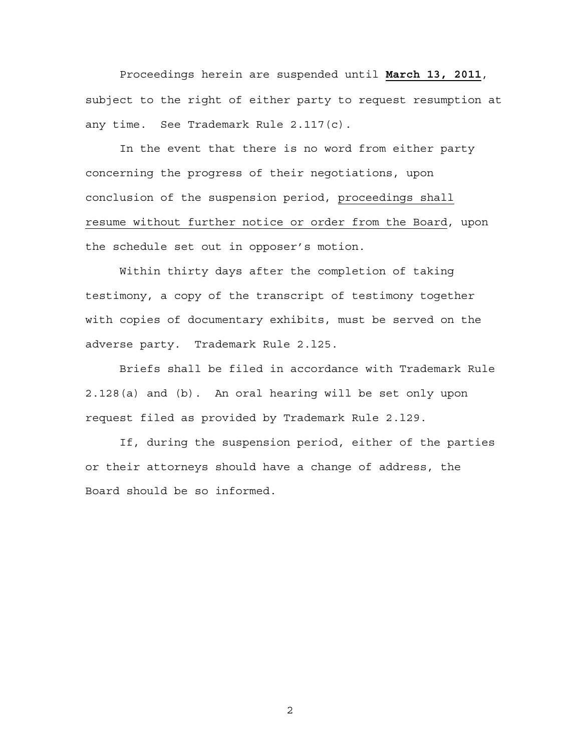Proceedings herein are suspended until **March 13, 2011**, subject to the right of either party to request resumption at any time. See Trademark Rule 2.117(c).

In the event that there is no word from either party concerning the progress of their negotiations, upon conclusion of the suspension period, proceedings shall resume without further notice or order from the Board, upon the schedule set out in opposer's motion.

Within thirty days after the completion of taking testimony, a copy of the transcript of testimony together with copies of documentary exhibits, must be served on the adverse party. Trademark Rule 2.l25.

Briefs shall be filed in accordance with Trademark Rule 2.128(a) and (b). An oral hearing will be set only upon request filed as provided by Trademark Rule 2.l29.

If, during the suspension period, either of the parties or their attorneys should have a change of address, the Board should be so informed.